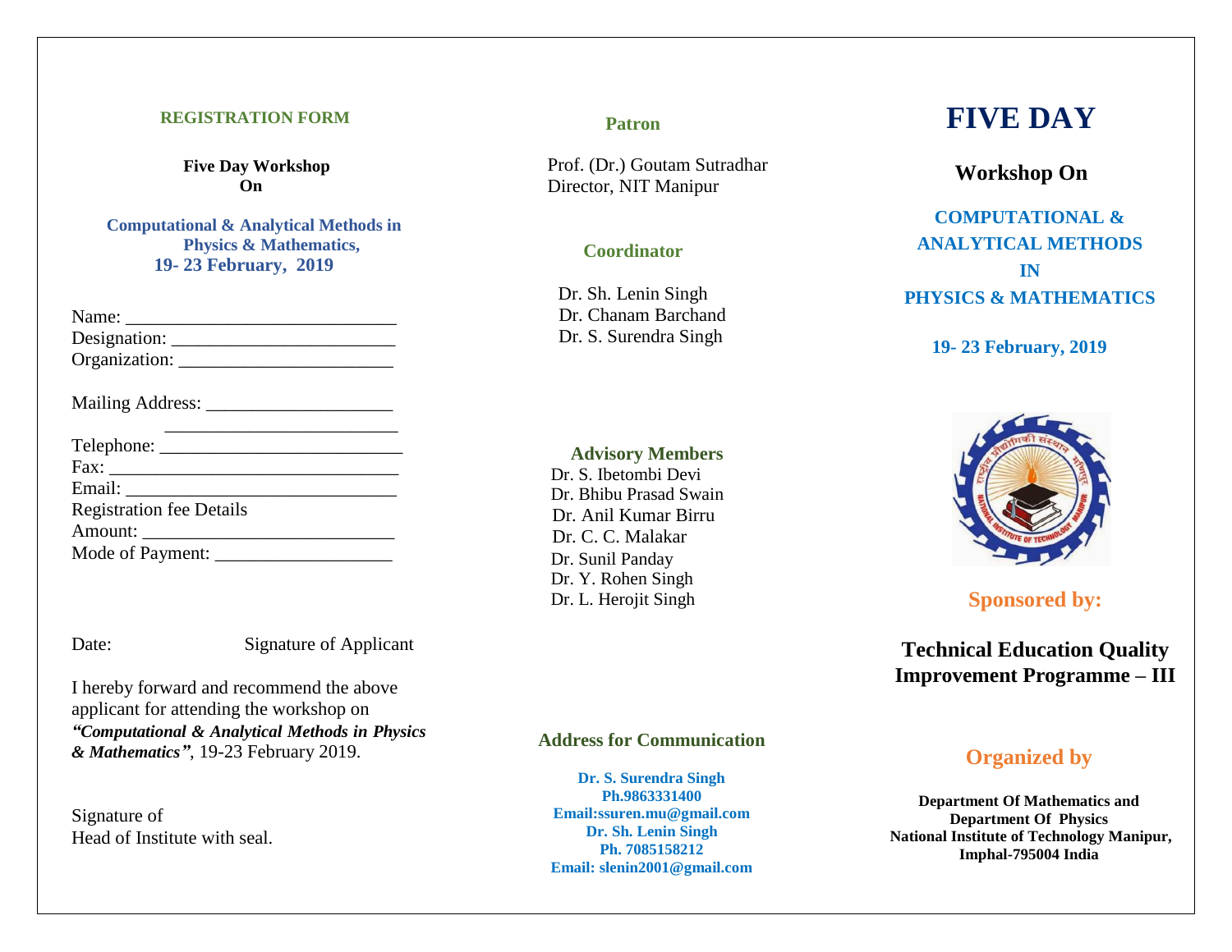## REGISTRATION FORM

**Five Day Workshop**
**On**

**Computational & Analytical Methods in Physics & Mathematics,**
**19- 23 February, 2019**

Name: _____________________________
Designation: ________________________
Organization: _______________________

Mailing Address: ____________________
_________________________

Telephone: __________________________
Fax: _______________________________
Email: _____________________________
Registration fee Details
Amount: ___________________________
Mode of Payment: ___________________

Date: Signature of Applicant

I hereby forward and recommend the above applicant for attending the workshop on ***"Computational & Analytical Methods in Physics & Mathematics"***, 19-23 February 2019.

Signature of
Head of Institute with seal.

### Patron

Prof. (Dr.) Goutam Sutradhar
Director, NIT Manipur

### Coordinator

Dr. Sh. Lenin Singh
Dr. Chanam Barchand
Dr. S. Surendra Singh

### Advisory Members

Dr. S. Ibetombi Devi
Dr. Bhibu Prasad Swain
Dr. Anil Kumar Birru
Dr. C. C. Malakar
Dr. Sunil Panday
Dr. Y. Rohen Singh
Dr. L. Herojit Singh

### Address for Communication

**Dr. S. Surendra Singh**
**Ph.9863331400**
**Email:ssuren.mu@gmail.com**
**Dr. Sh. Lenin Singh**
**Ph. 7085158212**
**Email: slenin2001@gmail.com**

# FIVE DAY

## Workshop On

## COMPUTATIONAL & ANALYTICAL METHODS IN PHYSICS & MATHEMATICS

**19- 23 February, 2019**

### Sponsored by:

**Technical Education Quality Improvement Programme – III**

### Organized by

**Department Of Mathematics and**
**Department Of Physics**
**National Institute of Technology Manipur,**
**Imphal-795004 India**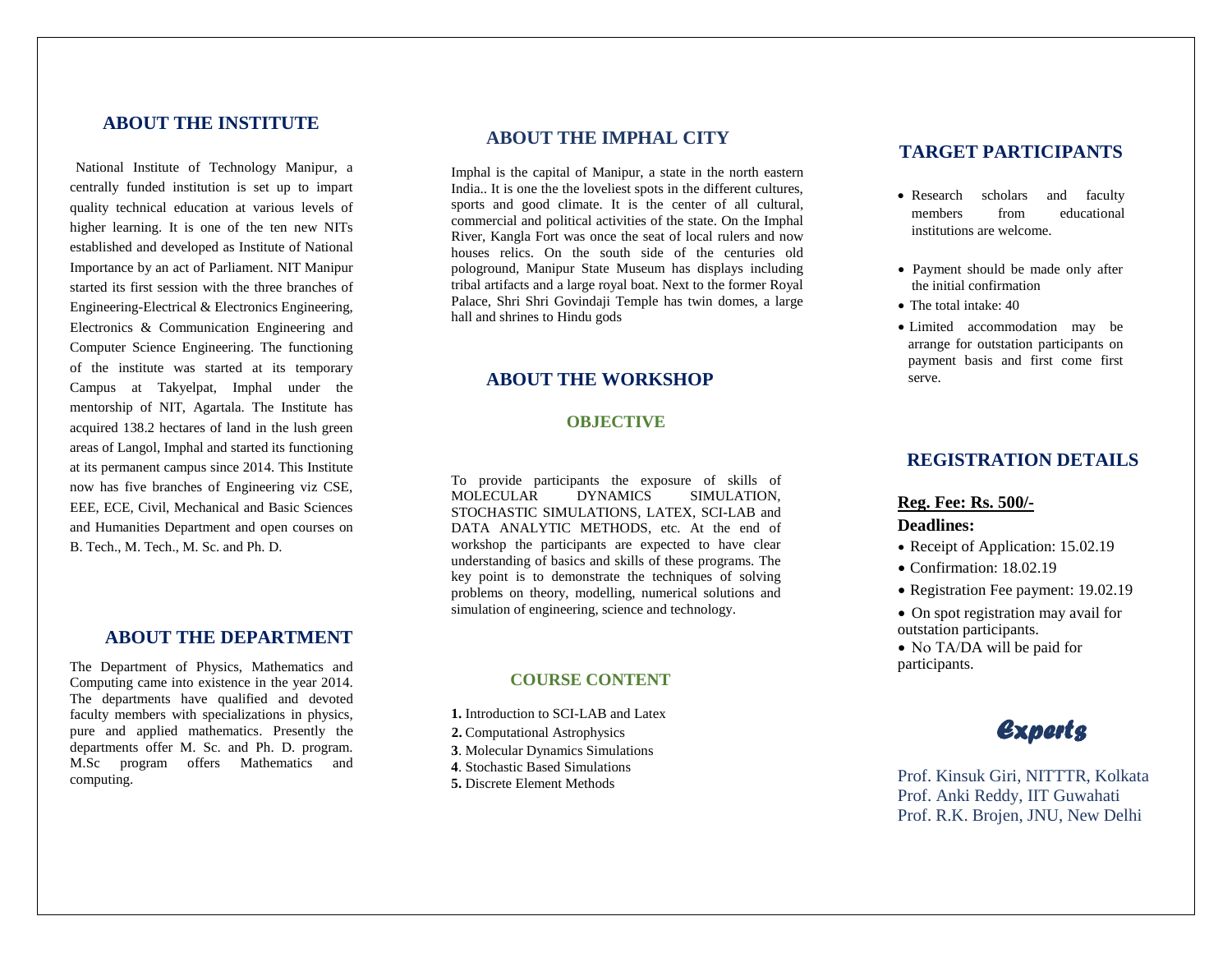## ABOUT THE INSTITUTE

National Institute of Technology Manipur, a centrally funded institution is set up to impart quality technical education at various levels of higher learning. It is one of the ten new NITs established and developed as Institute of National Importance by an act of Parliament. NIT Manipur started its first session with the three branches of Engineering-Electrical & Electronics Engineering, Electronics & Communication Engineering and Computer Science Engineering. The functioning of the institute was started at its temporary Campus at Takyelpat, Imphal under the mentorship of NIT, Agartala. The Institute has acquired 138.2 hectares of land in the lush green areas of Langol, Imphal and started its functioning at its permanent campus since 2014. This Institute now has five branches of Engineering viz CSE, EEE, ECE, Civil, Mechanical and Basic Sciences and Humanities Department and open courses on B. Tech., M. Tech., M. Sc. and Ph. D.

## ABOUT THE DEPARTMENT

The Department of Physics, Mathematics and Computing came into existence in the year 2014. The departments have qualified and devoted faculty members with specializations in physics, pure and applied mathematics. Presently the departments offer M. Sc. and Ph. D. program. M.Sc program offers Mathematics and computing.

## ABOUT THE IMPHAL CITY

Imphal is the capital of Manipur, a state in the north eastern India.. It is one the the loveliest spots in the different cultures, sports and good climate. It is the center of all cultural, commercial and political activities of the state. On the Imphal River, Kangla Fort was once the seat of local rulers and now houses relics. On the south side of the centuries old pologround, Manipur State Museum has displays including tribal artifacts and a large royal boat. Next to the former Royal Palace, Shri Shri Govindaji Temple has twin domes, a large hall and shrines to Hindu gods

## ABOUT THE WORKSHOP

### OBJECTIVE

To provide participants the exposure of skills of MOLECULAR DYNAMICS SIMULATION, STOCHASTIC SIMULATIONS, LATEX, SCI-LAB and DATA ANALYTIC METHODS, etc. At the end of workshop the participants are expected to have clear understanding of basics and skills of these programs. The key point is to demonstrate the techniques of solving problems on theory, modelling, numerical solutions and simulation of engineering, science and technology.

### COURSE CONTENT

**1.** Introduction to SCI-LAB and Latex
**2.** Computational Astrophysics
**3**. Molecular Dynamics Simulations
**4**. Stochastic Based Simulations
**5.** Discrete Element Methods

## TARGET PARTICIPANTS

- Research scholars and faculty members from educational institutions are welcome.
- Payment should be made only after the initial confirmation
- The total intake: 40
- Limited accommodation may be arrange for outstation participants on payment basis and first come first serve.

## REGISTRATION DETAILS

**Reg. Fee: Rs. 500/-**

**Deadlines:**

- Receipt of Application: 15.02.19
- Confirmation: 18.02.19
- Registration Fee payment: 19.02.19
- On spot registration may avail for outstation participants.
- No TA/DA will be paid for participants.

## *Experts*

Prof. Kinsuk Giri, NITTTR, Kolkata
Prof. Anki Reddy, IIT Guwahati
Prof. R.K. Brojen, JNU, New Delhi